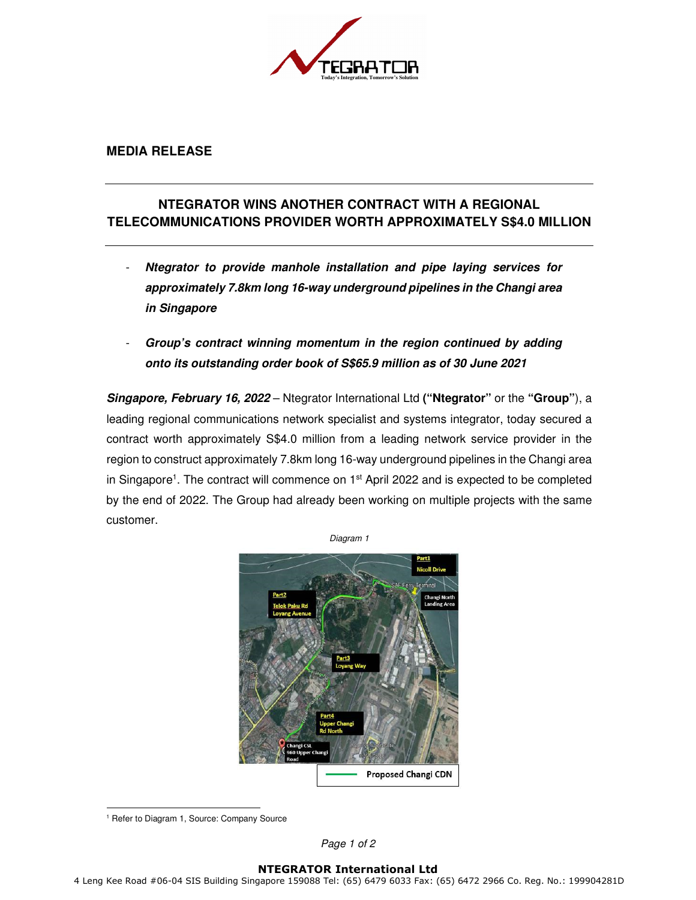**MEDIA RELEASE**

## NTEGRATOR WINS ANOTHER CONTRACT WITH A REGIONAL TELECOMMUNICATIONS PROVIDER WORTH APPROXIMATELY S$4.0 MILLION

- ***Ntegrator to provide manhole installation and pipe laying services for approximately 7.8km long 16-way underground pipelines in the Changi area in Singapore***

- ***Group's contract winning momentum in the region continued by adding onto its outstanding order book of S$65.9 million as of 30 June 2021***

***Singapore, February 16, 2022*** – Ntegrator International Ltd **("Ntegrator"** or the **"Group"**), a leading regional communications network specialist and systems integrator, today secured a contract worth approximately S$4.0 million from a leading network service provider in the region to construct approximately 7.8km long 16-way underground pipelines in the Changi area in Singapore[1]. The contract will commence on 1st April 2022 and is expected to be completed by the end of 2022. The Group had already been working on multiple projects with the same customer.

*Diagram 1*

[1] Refer to Diagram 1, Source: Company Source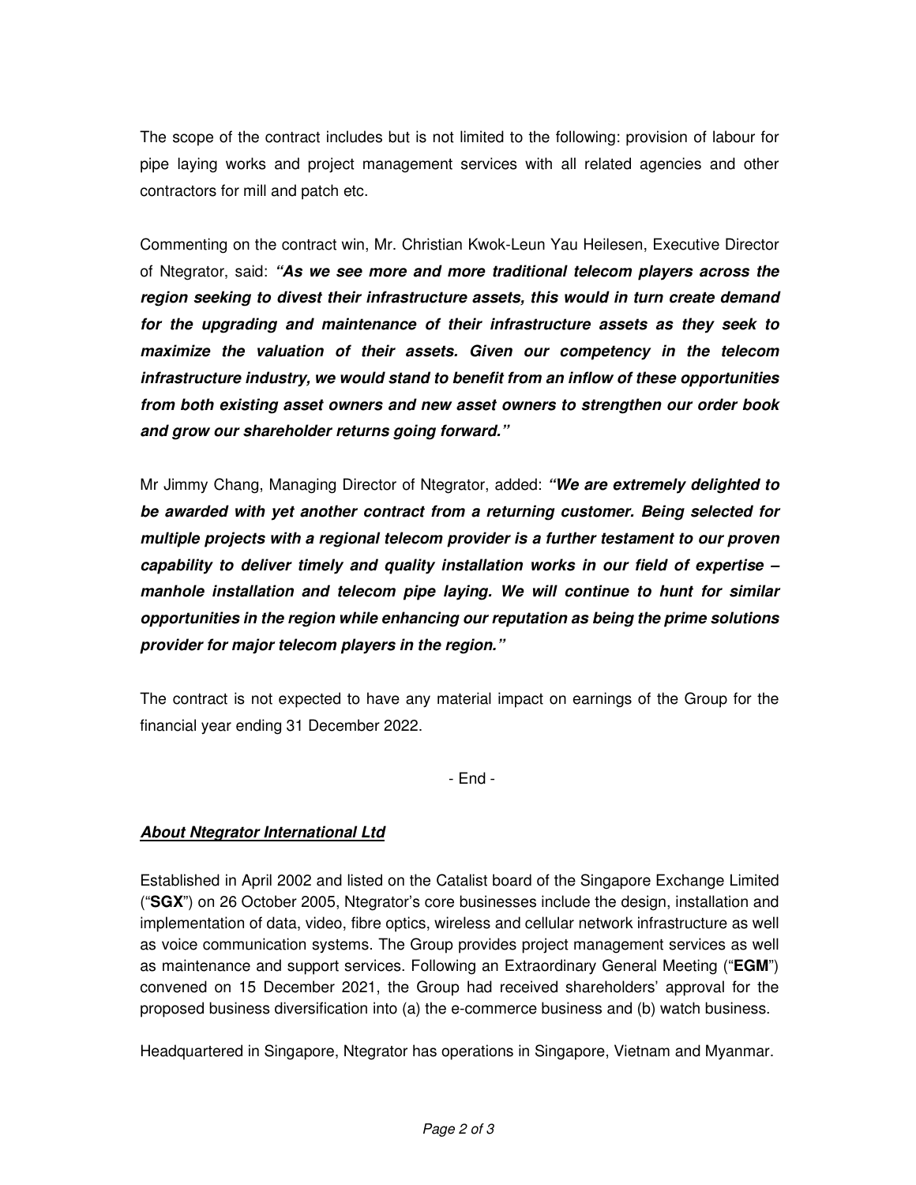The scope of the contract includes but is not limited to the following: provision of labour for pipe laying works and project management services with all related agencies and other contractors for mill and patch etc.

Commenting on the contract win, Mr. Christian Kwok-Leun Yau Heilesen, Executive Director of Ntegrator, said: ***"As we see more and more traditional telecom players across the region seeking to divest their infrastructure assets, this would in turn create demand for the upgrading and maintenance of their infrastructure assets as they seek to maximize the valuation of their assets. Given our competency in the telecom infrastructure industry, we would stand to benefit from an inflow of these opportunities from both existing asset owners and new asset owners to strengthen our order book and grow our shareholder returns going forward."***

Mr Jimmy Chang, Managing Director of Ntegrator, added: ***"We are extremely delighted to be awarded with yet another contract from a returning customer. Being selected for multiple projects with a regional telecom provider is a further testament to our proven capability to deliver timely and quality installation works in our field of expertise – manhole installation and telecom pipe laying. We will continue to hunt for similar opportunities in the region while enhancing our reputation as being the prime solutions provider for major telecom players in the region."***

The contract is not expected to have any material impact on earnings of the Group for the financial year ending 31 December 2022.

- End -

***About Ntegrator International Ltd***

Established in April 2002 and listed on the Catalist board of the Singapore Exchange Limited ("**SGX**") on 26 October 2005, Ntegrator's core businesses include the design, installation and implementation of data, video, fibre optics, wireless and cellular network infrastructure as well as voice communication systems. The Group provides project management services as well as maintenance and support services. Following an Extraordinary General Meeting ("**EGM**") convened on 15 December 2021, the Group had received shareholders' approval for the proposed business diversification into (a) the e-commerce business and (b) watch business.

Headquartered in Singapore, Ntegrator has operations in Singapore, Vietnam and Myanmar.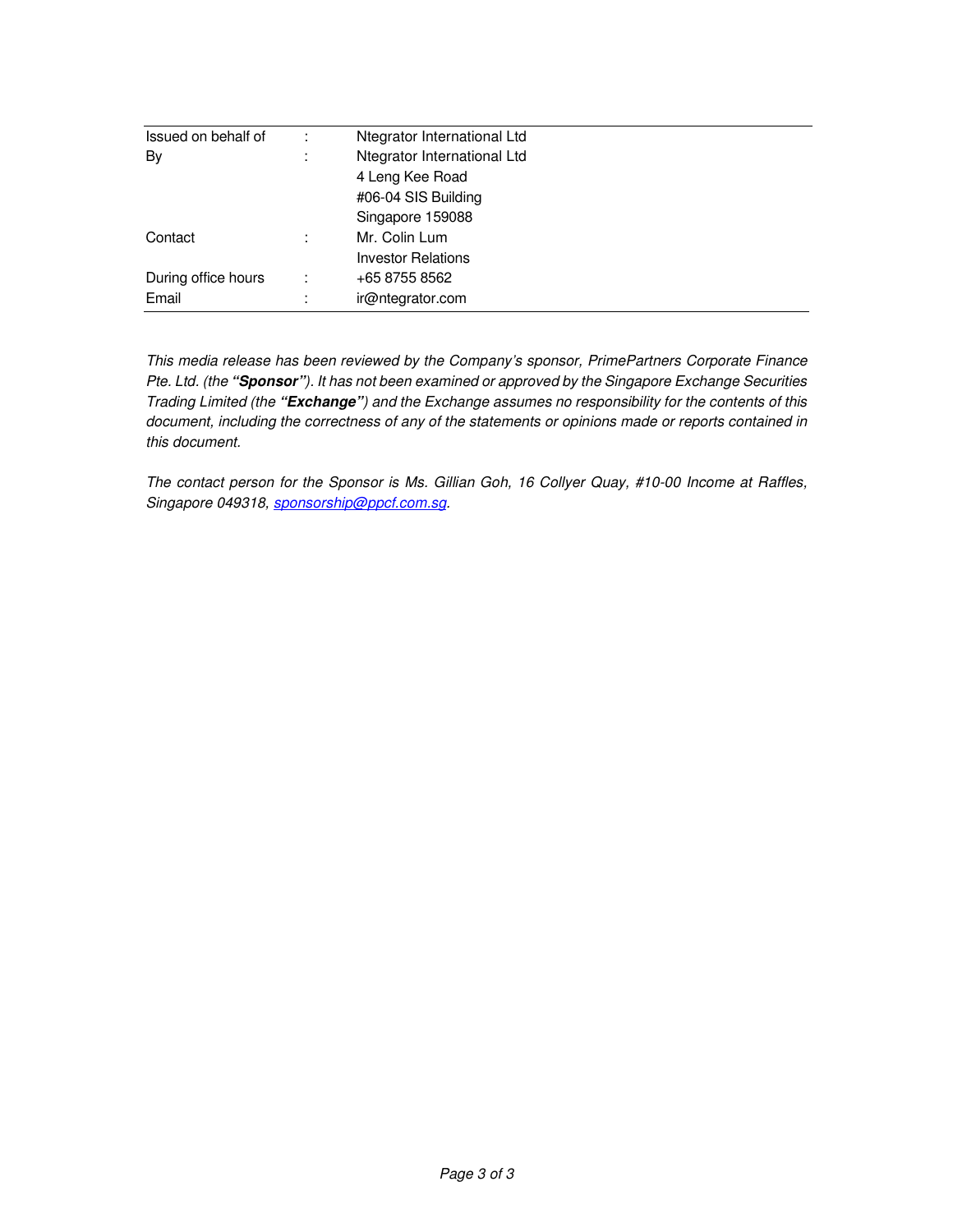| | | |
|---|---|---|
| Issued on behalf of | : | Ntegrator International Ltd |
| By | : | Ntegrator International Ltd<br>4 Leng Kee Road<br>#06-04 SIS Building<br>Singapore 159088 |
| Contact | : | Mr. Colin Lum<br>Investor Relations |
| During office hours | : | +65 8755 8562 |
| Email | : | ir@ntegrator.com |

*This media release has been reviewed by the Company's sponsor, PrimePartners Corporate Finance Pte. Ltd. (the* ***"Sponsor"****). It has not been examined or approved by the Singapore Exchange Securities Trading Limited (the* ***"Exchange"****) and the Exchange assumes no responsibility for the contents of this document, including the correctness of any of the statements or opinions made or reports contained in this document.*

*The contact person for the Sponsor is Ms. Gillian Goh, 16 Collyer Quay, #10-00 Income at Raffles, Singapore 049318, sponsorship@ppcf.com.sg.*